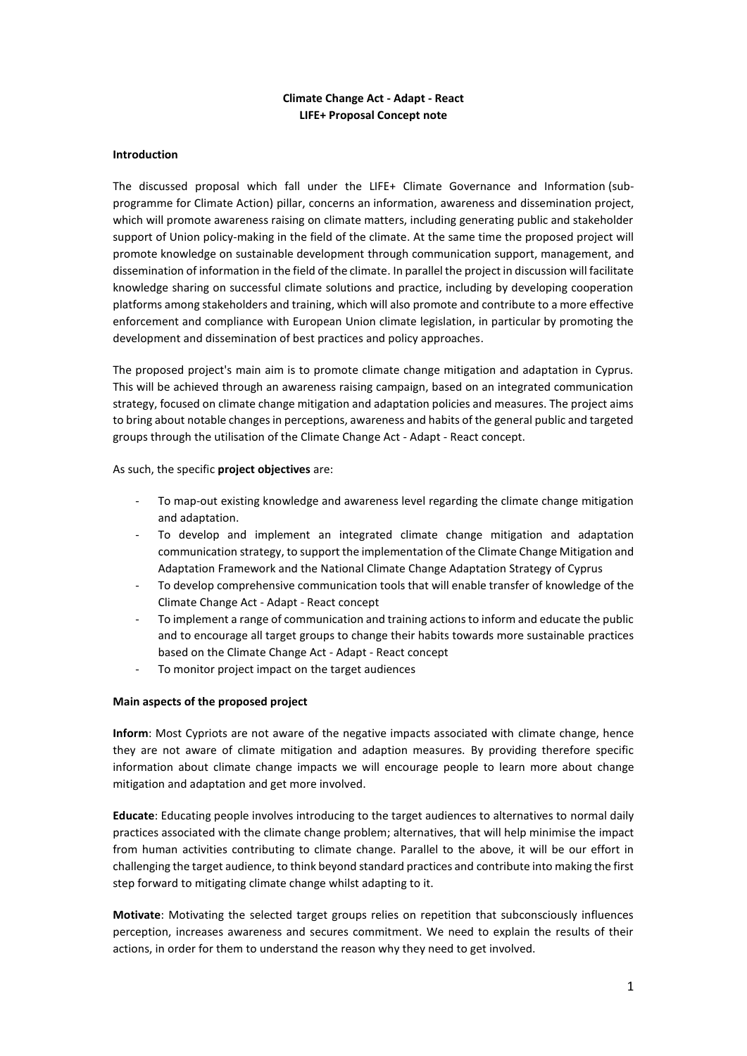**Climate Change Act - Adapt - React**
**LIFE+ Proposal Concept note**

**Introduction**

The discussed proposal which fall under the LIFE+ Climate Governance and Information (sub-programme for Climate Action) pillar, concerns an information, awareness and dissemination project, which will promote awareness raising on climate matters, including generating public and stakeholder support of Union policy-making in the field of the climate. At the same time the proposed project will promote knowledge on sustainable development through communication support, management, and dissemination of information in the field of the climate. In parallel the project in discussion will facilitate knowledge sharing on successful climate solutions and practice, including by developing cooperation platforms among stakeholders and training, which will also promote and contribute to a more effective enforcement and compliance with European Union climate legislation, in particular by promoting the development and dissemination of best practices and policy approaches.

The proposed project's main aim is to promote climate change mitigation and adaptation in Cyprus. This will be achieved through an awareness raising campaign, based on an integrated communication strategy, focused on climate change mitigation and adaptation policies and measures. The project aims to bring about notable changes in perceptions, awareness and habits of the general public and targeted groups through the utilisation of the Climate Change Act - Adapt - React concept.

As such, the specific **project objectives** are:

- To map-out existing knowledge and awareness level regarding the climate change mitigation and adaptation.
- To develop and implement an integrated climate change mitigation and adaptation communication strategy, to support the implementation of the Climate Change Mitigation and Adaptation Framework and the National Climate Change Adaptation Strategy of Cyprus
- To develop comprehensive communication tools that will enable transfer of knowledge of the Climate Change Act - Adapt - React concept
- To implement a range of communication and training actions to inform and educate the public and to encourage all target groups to change their habits towards more sustainable practices based on the Climate Change Act - Adapt - React concept
- To monitor project impact on the target audiences

**Main aspects of the proposed project**

**Inform**: Most Cypriots are not aware of the negative impacts associated with climate change, hence they are not aware of climate mitigation and adaption measures. By providing therefore specific information about climate change impacts we will encourage people to learn more about change mitigation and adaptation and get more involved.

**Educate**: Educating people involves introducing to the target audiences to alternatives to normal daily practices associated with the climate change problem; alternatives, that will help minimise the impact from human activities contributing to climate change. Parallel to the above, it will be our effort in challenging the target audience, to think beyond standard practices and contribute into making the first step forward to mitigating climate change whilst adapting to it.

**Motivate**: Motivating the selected target groups relies on repetition that subconsciously influences perception, increases awareness and secures commitment. We need to explain the results of their actions, in order for them to understand the reason why they need to get involved.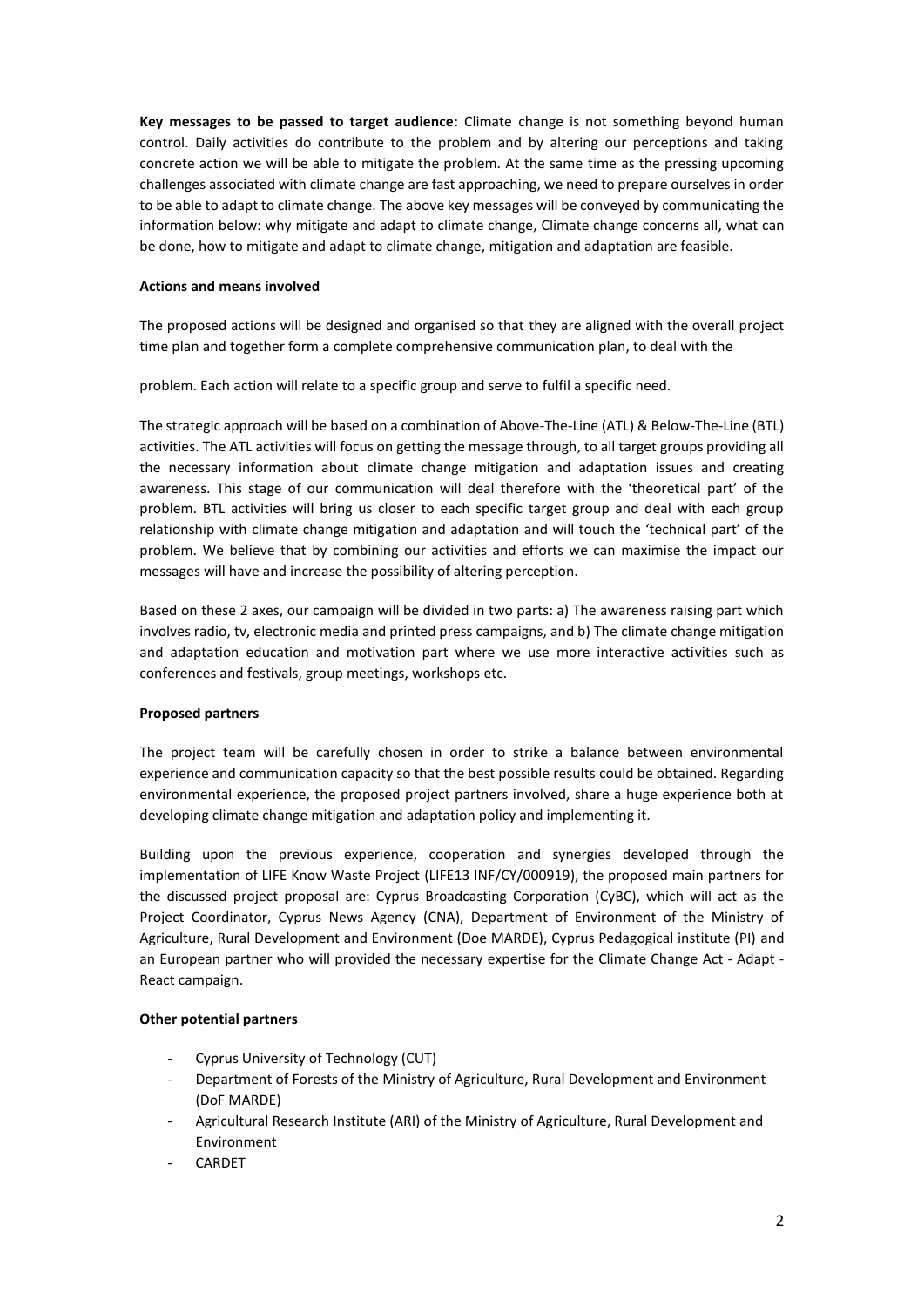**Key messages to be passed to target audience**: Climate change is not something beyond human control. Daily activities do contribute to the problem and by altering our perceptions and taking concrete action we will be able to mitigate the problem. At the same time as the pressing upcoming challenges associated with climate change are fast approaching, we need to prepare ourselves in order to be able to adapt to climate change. The above key messages will be conveyed by communicating the information below: why mitigate and adapt to climate change, Climate change concerns all, what can be done, how to mitigate and adapt to climate change, mitigation and adaptation are feasible.

**Actions and means involved**

The proposed actions will be designed and organised so that they are aligned with the overall project time plan and together form a complete comprehensive communication plan, to deal with the

problem. Each action will relate to a specific group and serve to fulfil a specific need.

The strategic approach will be based on a combination of Above-The-Line (ATL) & Below-The-Line (BTL) activities. The ATL activities will focus on getting the message through, to all target groups providing all the necessary information about climate change mitigation and adaptation issues and creating awareness. This stage of our communication will deal therefore with the 'theoretical part' of the problem. BTL activities will bring us closer to each specific target group and deal with each group relationship with climate change mitigation and adaptation and will touch the 'technical part' of the problem. We believe that by combining our activities and efforts we can maximise the impact our messages will have and increase the possibility of altering perception.

Based on these 2 axes, our campaign will be divided in two parts: a) The awareness raising part which involves radio, tv, electronic media and printed press campaigns, and b) The climate change mitigation and adaptation education and motivation part where we use more interactive activities such as conferences and festivals, group meetings, workshops etc.

**Proposed partners**

The project team will be carefully chosen in order to strike a balance between environmental experience and communication capacity so that the best possible results could be obtained. Regarding environmental experience, the proposed project partners involved, share a huge experience both at developing climate change mitigation and adaptation policy and implementing it.

Building upon the previous experience, cooperation and synergies developed through the implementation of LIFE Know Waste Project (LIFE13 INF/CY/000919), the proposed main partners for the discussed project proposal are: Cyprus Broadcasting Corporation (CyBC), which will act as the Project Coordinator, Cyprus News Agency (CNA), Department of Environment of the Ministry of Agriculture, Rural Development and Environment (Doe MARDE), Cyprus Pedagogical institute (PI) and an European partner who will provided the necessary expertise for the Climate Change Act - Adapt - React campaign.

**Other potential partners**

- Cyprus University of Technology (CUT)
- Department of Forests of the Ministry of Agriculture, Rural Development and Environment (DoF MARDE)
- Agricultural Research Institute (ARI) of the Ministry of Agriculture, Rural Development and Environment
- CARDET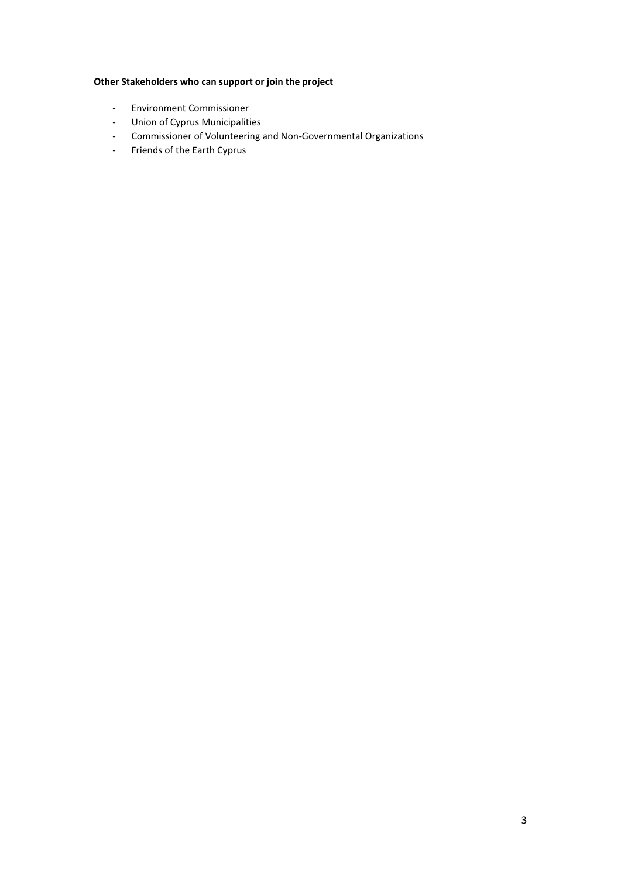**Other Stakeholders who can support or join the project**

- Environment Commissioner
- Union of Cyprus Municipalities
- Commissioner of Volunteering and Non-Governmental Organizations
- Friends of the Earth Cyprus